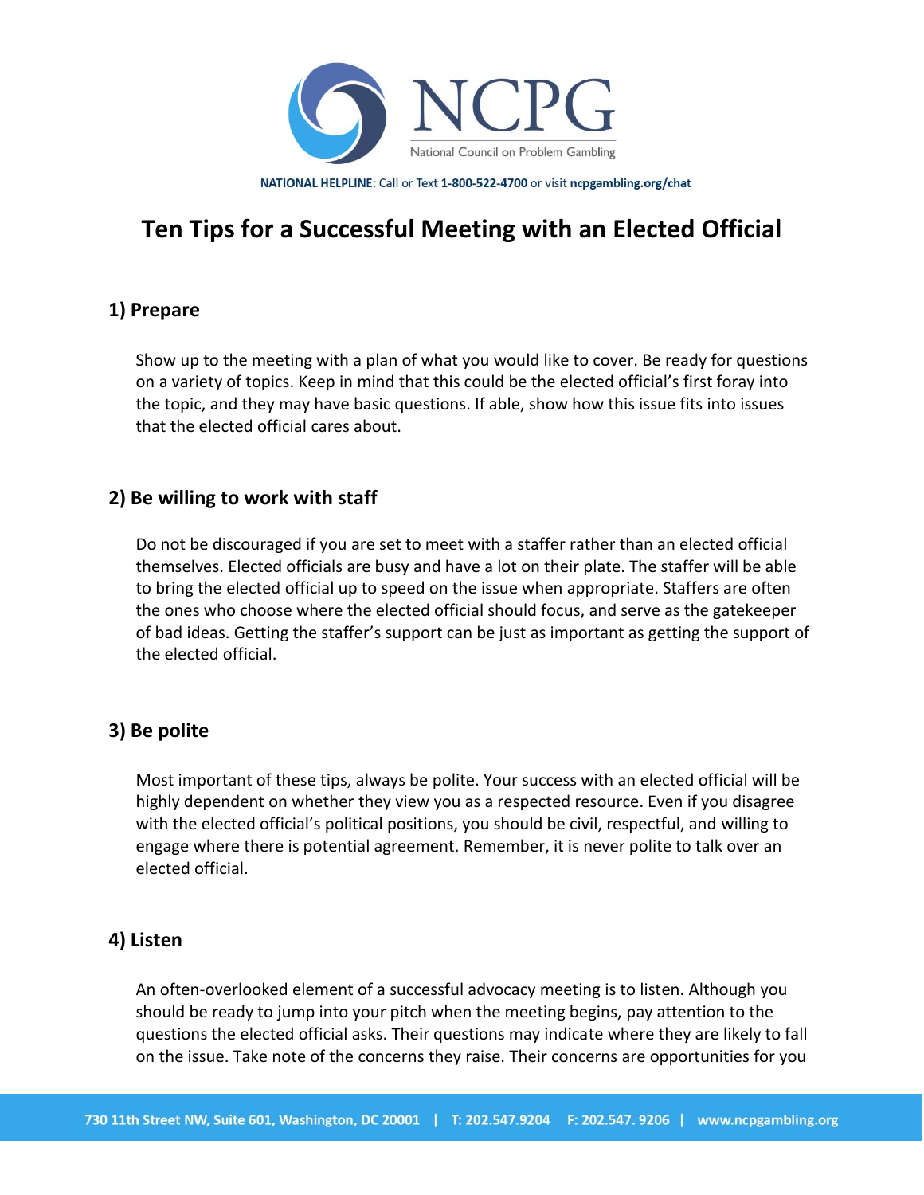NCPG

National Council on Problem Gambling

**NATIONAL HELPLINE**: Call or Text **1-800-522-4700** or visit **ncpgambling.org/chat**

# Ten Tips for a Successful Meeting with an Elected Official

## 1) Prepare

Show up to the meeting with a plan of what you would like to cover. Be ready for questions on a variety of topics. Keep in mind that this could be the elected official's first foray into the topic, and they may have basic questions. If able, show how this issue fits into issues that the elected official cares about.

## 2) Be willing to work with staff

Do not be discouraged if you are set to meet with a staffer rather than an elected official themselves. Elected officials are busy and have a lot on their plate. The staffer will be able to bring the elected official up to speed on the issue when appropriate. Staffers are often the ones who choose where the elected official should focus, and serve as the gatekeeper of bad ideas. Getting the staffer's support can be just as important as getting the support of the elected official.

## 3) Be polite

Most important of these tips, always be polite. Your success with an elected official will be highly dependent on whether they view you as a respected resource. Even if you disagree with the elected official's political positions, you should be civil, respectful, and willing to engage where there is potential agreement. Remember, it is never polite to talk over an elected official.

## 4) Listen

An often-overlooked element of a successful advocacy meeting is to listen. Although you should be ready to jump into your pitch when the meeting begins, pay attention to the questions the elected official asks. Their questions may indicate where they are likely to fall on the issue. Take note of the concerns they raise. Their concerns are opportunities for you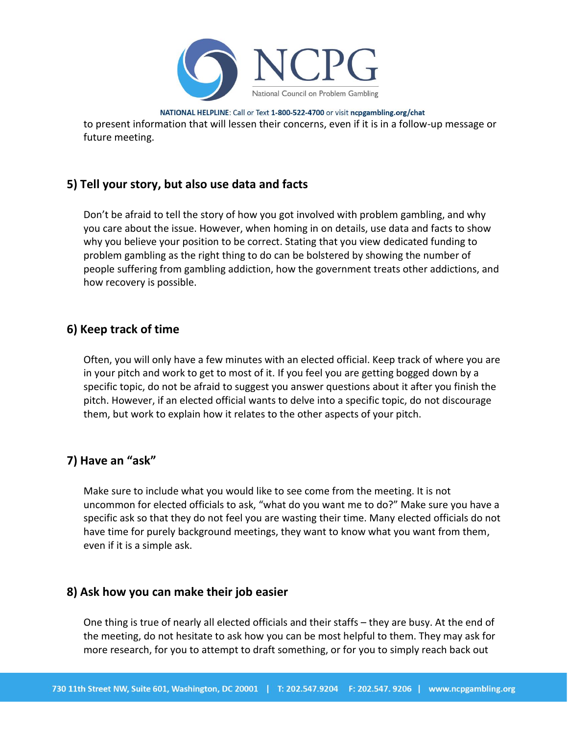to present information that will lessen their concerns, even if it is in a follow-up message or future meeting.

## 5) Tell your story, but also use data and facts

Don't be afraid to tell the story of how you got involved with problem gambling, and why you care about the issue. However, when homing in on details, use data and facts to show why you believe your position to be correct. Stating that you view dedicated funding to problem gambling as the right thing to do can be bolstered by showing the number of people suffering from gambling addiction, how the government treats other addictions, and how recovery is possible.

## 6) Keep track of time

Often, you will only have a few minutes with an elected official. Keep track of where you are in your pitch and work to get to most of it. If you feel you are getting bogged down by a specific topic, do not be afraid to suggest you answer questions about it after you finish the pitch. However, if an elected official wants to delve into a specific topic, do not discourage them, but work to explain how it relates to the other aspects of your pitch.

## 7) Have an "ask"

Make sure to include what you would like to see come from the meeting. It is not uncommon for elected officials to ask, "what do you want me to do?" Make sure you have a specific ask so that they do not feel you are wasting their time. Many elected officials do not have time for purely background meetings, they want to know what you want from them, even if it is a simple ask.

## 8) Ask how you can make their job easier

One thing is true of nearly all elected officials and their staffs – they are busy. At the end of the meeting, do not hesitate to ask how you can be most helpful to them. They may ask for more research, for you to attempt to draft something, or for you to simply reach back out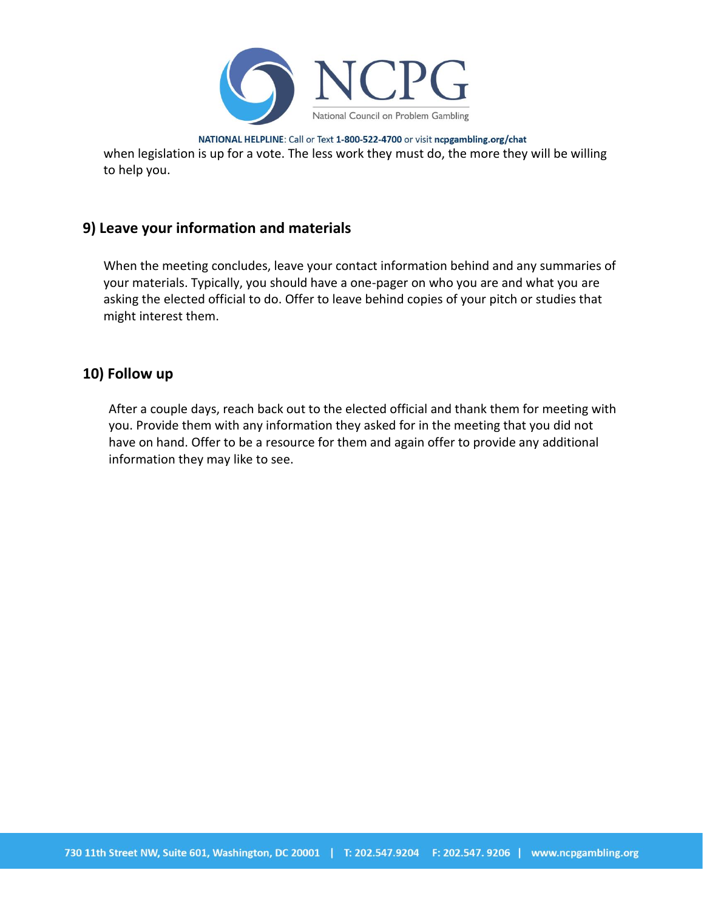when legislation is up for a vote. The less work they must do, the more they will be willing to help you.

## 9) Leave your information and materials

When the meeting concludes, leave your contact information behind and any summaries of your materials. Typically, you should have a one-pager on who you are and what you are asking the elected official to do. Offer to leave behind copies of your pitch or studies that might interest them.

## 10) Follow up

After a couple days, reach back out to the elected official and thank them for meeting with you. Provide them with any information they asked for in the meeting that you did not have on hand. Offer to be a resource for them and again offer to provide any additional information they may like to see.